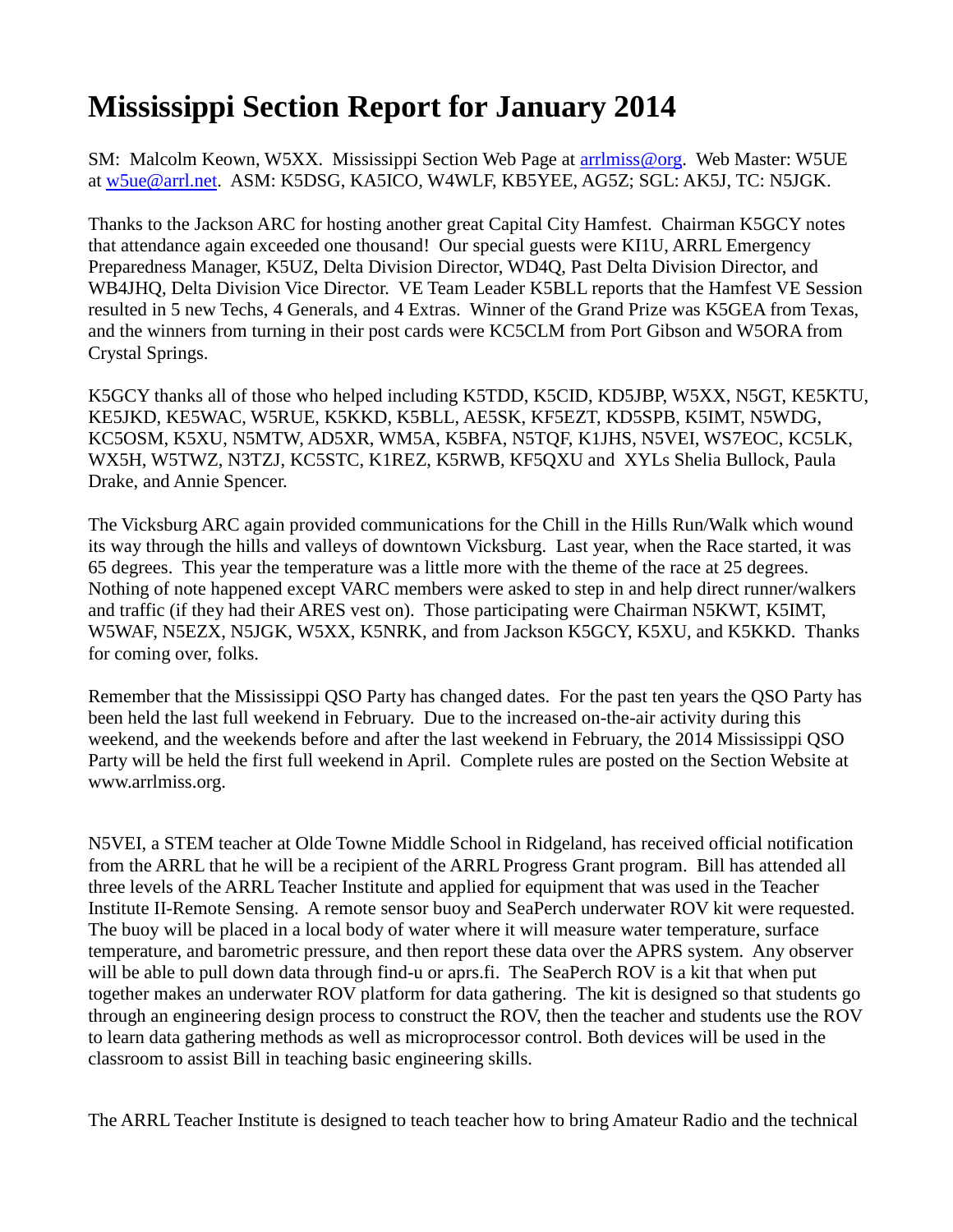# Mississippi Section Report for January 2014

SM: Malcolm Keown, W5XX. Mississippi Section Web Page at [arrlmiss@org](arrlmiss@org). Web Master: W5UE at [w5ue@arrl.net](mailto:w5ue@arrl.net). ASM: K5DSG, KA5ICO, W4WLF, KB5YEE, AG5Z; SGL: AK5J, TC: N5JGK.

Thanks to the Jackson ARC for hosting another great Capital City Hamfest. Chairman K5GCY notes that attendance again exceeded one thousand! Our special guests were KI1U, ARRL Emergency Preparedness Manager, K5UZ, Delta Division Director, WD4Q, Past Delta Division Director, and WB4JHQ, Delta Division Vice Director. VE Team Leader K5BLL reports that the Hamfest VE Session resulted in 5 new Techs, 4 Generals, and 4 Extras. Winner of the Grand Prize was K5GEA from Texas, and the winners from turning in their post cards were KC5CLM from Port Gibson and W5ORA from Crystal Springs.

K5GCY thanks all of those who helped including K5TDD, K5CID, KD5JBP, W5XX, N5GT, KE5KTU, KE5JKD, KE5WAC, W5RUE, K5KKD, K5BLL, AE5SK, KF5EZT, KD5SPB, K5IMT, N5WDG, KC5OSM, K5XU, N5MTW, AD5XR, WM5A, K5BFA, N5TQF, K1JHS, N5VEI, WS7EOC, KC5LK, WX5H, W5TWZ, N3TZJ, KC5STC, K1REZ, K5RWB, KF5QXU and XYLs Shelia Bullock, Paula Drake, and Annie Spencer.

The Vicksburg ARC again provided communications for the Chill in the Hills Run/Walk which wound its way through the hills and valleys of downtown Vicksburg. Last year, when the Race started, it was 65 degrees. This year the temperature was a little more with the theme of the race at 25 degrees. Nothing of note happened except VARC members were asked to step in and help direct runner/walkers and traffic (if they had their ARES vest on). Those participating were Chairman N5KWT, K5IMT, W5WAF, N5EZX, N5JGK, W5XX, K5NRK, and from Jackson K5GCY, K5XU, and K5KKD. Thanks for coming over, folks.

Remember that the Mississippi QSO Party has changed dates. For the past ten years the QSO Party has been held the last full weekend in February. Due to the increased on-the-air activity during this weekend, and the weekends before and after the last weekend in February, the 2014 Mississippi QSO Party will be held the first full weekend in April. Complete rules are posted on the Section Website at www.arrlmiss.org.

N5VEI, a STEM teacher at Olde Towne Middle School in Ridgeland, has received official notification from the ARRL that he will be a recipient of the ARRL Progress Grant program. Bill has attended all three levels of the ARRL Teacher Institute and applied for equipment that was used in the Teacher Institute II-Remote Sensing. A remote sensor buoy and SeaPerch underwater ROV kit were requested. The buoy will be placed in a local body of water where it will measure water temperature, surface temperature, and barometric pressure, and then report these data over the APRS system. Any observer will be able to pull down data through find-u or aprs.fi. The SeaPerch ROV is a kit that when put together makes an underwater ROV platform for data gathering. The kit is designed so that students go through an engineering design process to construct the ROV, then the teacher and students use the ROV to learn data gathering methods as well as microprocessor control. Both devices will be used in the classroom to assist Bill in teaching basic engineering skills.

The ARRL Teacher Institute is designed to teach teacher how to bring Amateur Radio and the technical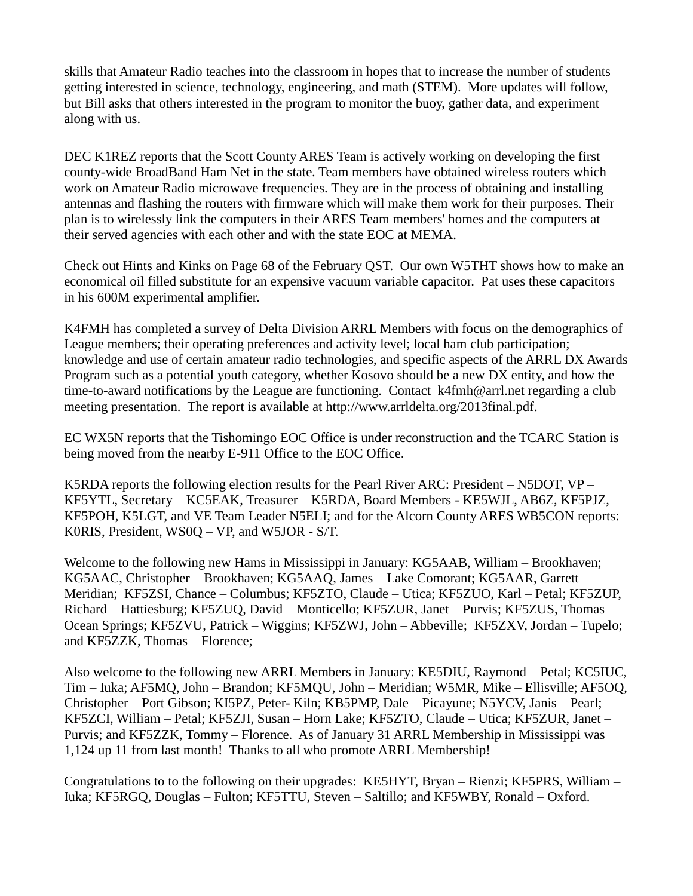skills that Amateur Radio teaches into the classroom in hopes that to increase the number of students getting interested in science, technology, engineering, and math (STEM). More updates will follow, but Bill asks that others interested in the program to monitor the buoy, gather data, and experiment along with us.

DEC K1REZ reports that the Scott County ARES Team is actively working on developing the first county-wide BroadBand Ham Net in the state. Team members have obtained wireless routers which work on Amateur Radio microwave frequencies. They are in the process of obtaining and installing antennas and flashing the routers with firmware which will make them work for their purposes. Their plan is to wirelessly link the computers in their ARES Team members' homes and the computers at their served agencies with each other and with the state EOC at MEMA.

Check out Hints and Kinks on Page 68 of the February QST. Our own W5THT shows how to make an economical oil filled substitute for an expensive vacuum variable capacitor. Pat uses these capacitors in his 600M experimental amplifier.

K4FMH has completed a survey of Delta Division ARRL Members with focus on the demographics of League members; their operating preferences and activity level; local ham club participation; knowledge and use of certain amateur radio technologies, and specific aspects of the ARRL DX Awards Program such as a potential youth category, whether Kosovo should be a new DX entity, and how the time-to-award notifications by the League are functioning. Contact k4fmh@arrl.net regarding a club meeting presentation. The report is available at http://www.arrldelta.org/2013final.pdf.

EC WX5N reports that the Tishomingo EOC Office is under reconstruction and the TCARC Station is being moved from the nearby E-911 Office to the EOC Office.

K5RDA reports the following election results for the Pearl River ARC: President – N5DOT, VP – KF5YTL, Secretary – KC5EAK, Treasurer – K5RDA, Board Members - KE5WJL, AB6Z, KF5PJZ, KF5POH, K5LGT, and VE Team Leader N5ELI; and for the Alcorn County ARES WB5CON reports: K0RIS, President, WS0Q – VP, and W5JOR - S/T.

Welcome to the following new Hams in Mississippi in January: KG5AAB, William – Brookhaven; KG5AAC, Christopher – Brookhaven; KG5AAQ, James – Lake Comorant; KG5AAR, Garrett – Meridian; KF5ZSI, Chance – Columbus; KF5ZTO, Claude – Utica; KF5ZUO, Karl – Petal; KF5ZUP, Richard – Hattiesburg; KF5ZUQ, David – Monticello; KF5ZUR, Janet – Purvis; KF5ZUS, Thomas – Ocean Springs; KF5ZVU, Patrick – Wiggins; KF5ZWJ, John – Abbeville; KF5ZXV, Jordan – Tupelo; and KF5ZZK, Thomas – Florence;

Also welcome to the following new ARRL Members in January: KE5DIU, Raymond – Petal; KC5IUC, Tim – Iuka; AF5MQ, John – Brandon; KF5MQU, John – Meridian; W5MR, Mike – Ellisville; AF5OQ, Christopher – Port Gibson; KI5PZ, Peter- Kiln; KB5PMP, Dale – Picayune; N5YCV, Janis – Pearl; KF5ZCI, William – Petal; KF5ZJI, Susan – Horn Lake; KF5ZTO, Claude – Utica; KF5ZUR, Janet – Purvis; and KF5ZZK, Tommy – Florence. As of January 31 ARRL Membership in Mississippi was 1,124 up 11 from last month! Thanks to all who promote ARRL Membership!

Congratulations to to the following on their upgrades: KE5HYT, Bryan – Rienzi; KF5PRS, William – Iuka; KF5RGQ, Douglas – Fulton; KF5TTU, Steven – Saltillo; and KF5WBY, Ronald – Oxford.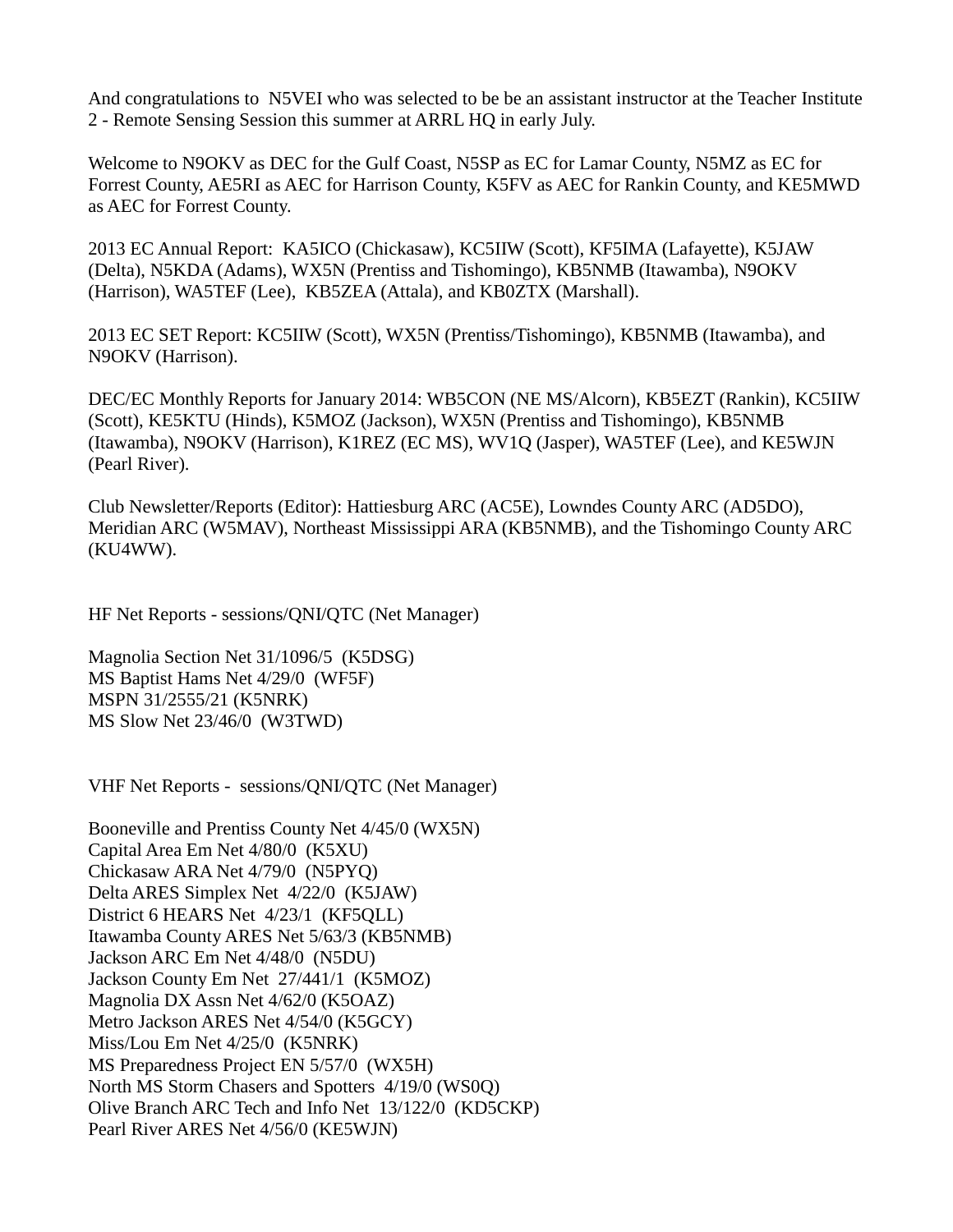And congratulations to N5VEI who was selected to be be an assistant instructor at the Teacher Institute 2 - Remote Sensing Session this summer at ARRL HQ in early July.

Welcome to N9OKV as DEC for the Gulf Coast, N5SP as EC for Lamar County, N5MZ as EC for Forrest County, AE5RI as AEC for Harrison County, K5FV as AEC for Rankin County, and KE5MWD as AEC for Forrest County.

2013 EC Annual Report: KA5ICO (Chickasaw), KC5IIW (Scott), KF5IMA (Lafayette), K5JAW (Delta), N5KDA (Adams), WX5N (Prentiss and Tishomingo), KB5NMB (Itawamba), N9OKV (Harrison), WA5TEF (Lee), KB5ZEA (Attala), and KB0ZTX (Marshall).

2013 EC SET Report: KC5IIW (Scott), WX5N (Prentiss/Tishomingo), KB5NMB (Itawamba), and N9OKV (Harrison).

DEC/EC Monthly Reports for January 2014: WB5CON (NE MS/Alcorn), KB5EZT (Rankin), KC5IIW (Scott), KE5KTU (Hinds), K5MOZ (Jackson), WX5N (Prentiss and Tishomingo), KB5NMB (Itawamba), N9OKV (Harrison), K1REZ (EC MS), WV1Q (Jasper), WA5TEF (Lee), and KE5WJN (Pearl River).

Club Newsletter/Reports (Editor): Hattiesburg ARC (AC5E), Lowndes County ARC (AD5DO), Meridian ARC (W5MAV), Northeast Mississippi ARA (KB5NMB), and the Tishomingo County ARC (KU4WW).

HF Net Reports - sessions/QNI/QTC (Net Manager)

Magnolia Section Net 31/1096/5 (K5DSG)
MS Baptist Hams Net 4/29/0 (WF5F)
MSPN 31/2555/21 (K5NRK)
MS Slow Net 23/46/0 (W3TWD)

VHF Net Reports - sessions/QNI/QTC (Net Manager)

Booneville and Prentiss County Net 4/45/0 (WX5N)
Capital Area Em Net 4/80/0 (K5XU)
Chickasaw ARA Net 4/79/0 (N5PYQ)
Delta ARES Simplex Net 4/22/0 (K5JAW)
District 6 HEARS Net 4/23/1 (KF5QLL)
Itawamba County ARES Net 5/63/3 (KB5NMB)
Jackson ARC Em Net 4/48/0 (N5DU)
Jackson County Em Net 27/441/1 (K5MOZ)
Magnolia DX Assn Net 4/62/0 (K5OAZ)
Metro Jackson ARES Net 4/54/0 (K5GCY)
Miss/Lou Em Net 4/25/0 (K5NRK)
MS Preparedness Project EN 5/57/0 (WX5H)
North MS Storm Chasers and Spotters 4/19/0 (WS0Q)
Olive Branch ARC Tech and Info Net 13/122/0 (KD5CKP)
Pearl River ARES Net 4/56/0 (KE5WJN)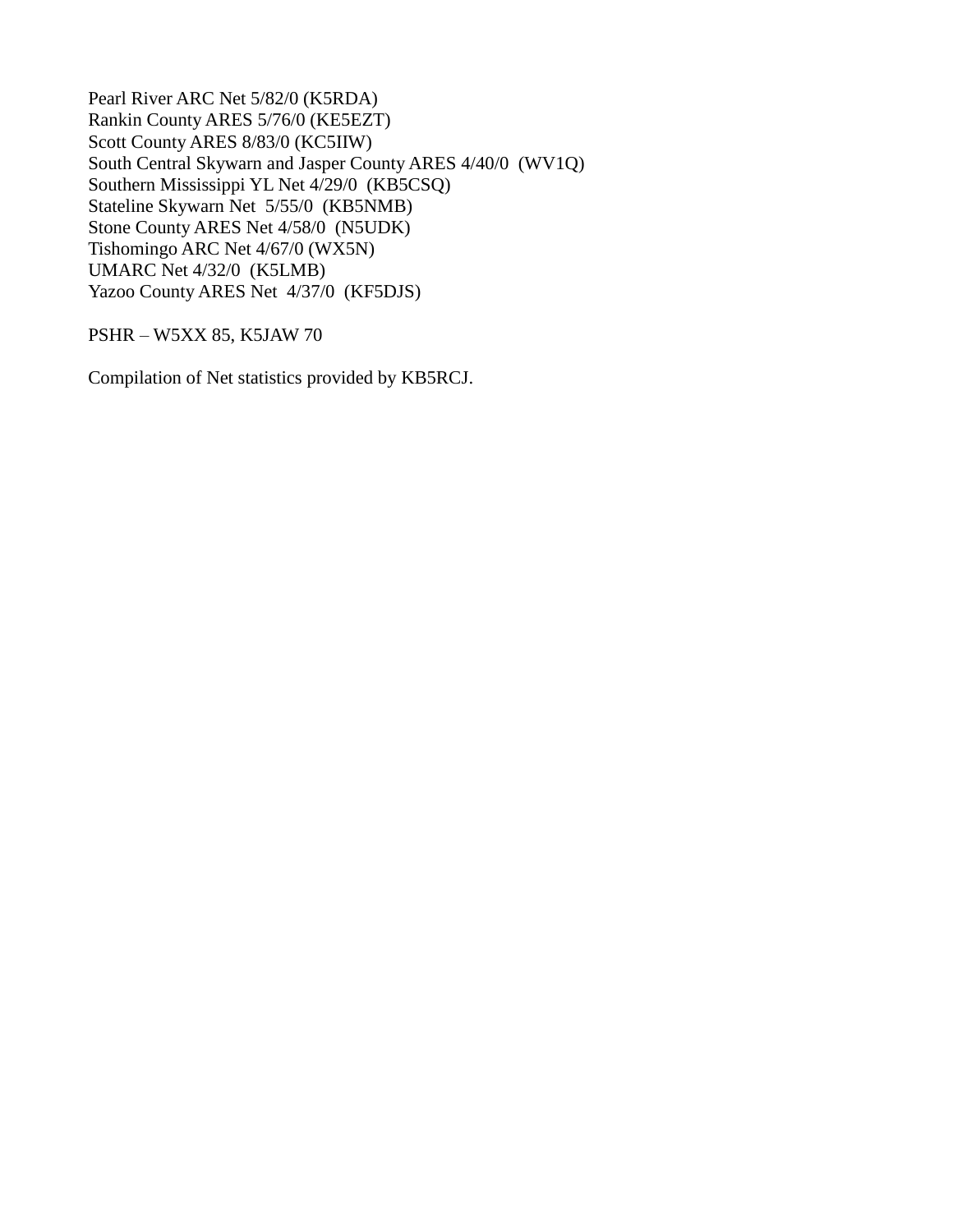Pearl River ARC Net 5/82/0 (K5RDA)
Rankin County ARES 5/76/0 (KE5EZT)
Scott County ARES 8/83/0 (KC5IIW)
South Central Skywarn and Jasper County ARES 4/40/0 (WV1Q)
Southern Mississippi YL Net 4/29/0 (KB5CSQ)
Stateline Skywarn Net 5/55/0 (KB5NMB)
Stone County ARES Net 4/58/0 (N5UDK)
Tishomingo ARC Net 4/67/0 (WX5N)
UMARC Net 4/32/0 (K5LMB)
Yazoo County ARES Net 4/37/0 (KF5DJS)

PSHR – W5XX 85, K5JAW 70

Compilation of Net statistics provided by KB5RCJ.